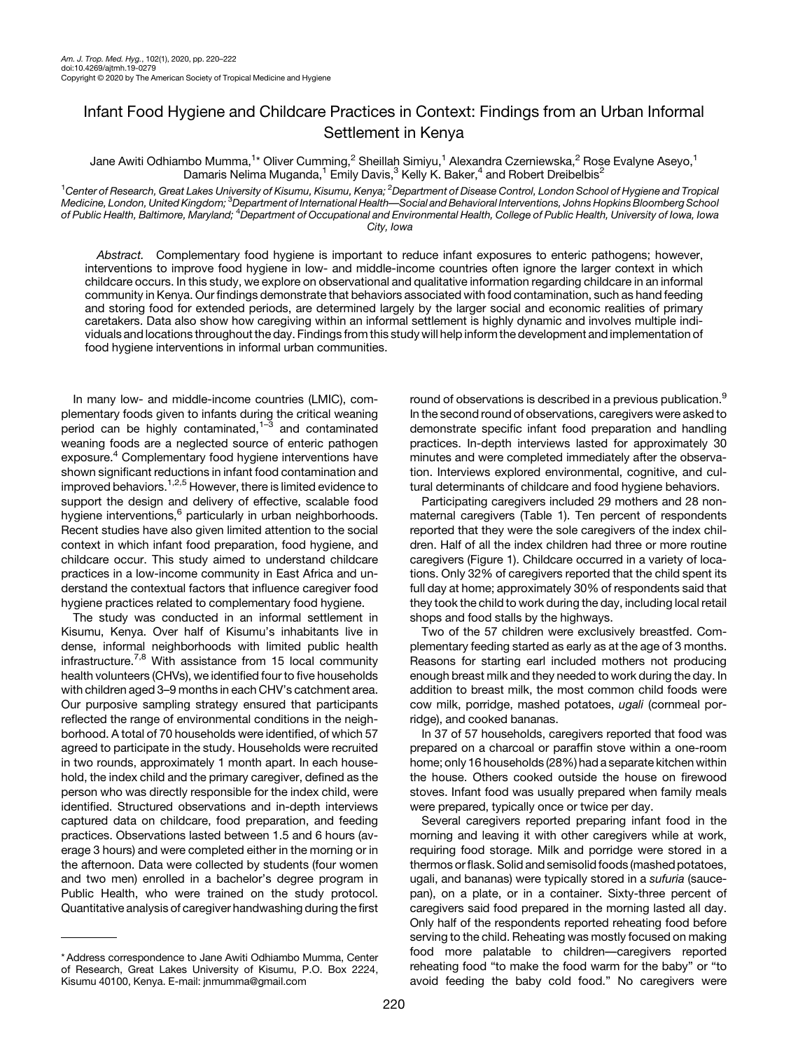# Infant Food Hygiene and Childcare Practices in Context: Findings from an Urban Informal Settlement in Kenya

Jane Awiti Odhiambo Mumma,[1]* Oliver Cumming,[2] Sheillah Simiyu,[1] Alexandra Czerniewska,[2] Rose Evalyne Aseyo,[1] Damaris Nelima Muganda,[1] Emily Davis,[3] Kelly K. Baker,[4] and Robert Dreibelbis[2]

[1]*Center of Research, Great Lakes University of Kisumu, Kisumu, Kenya;* [2]*Department of Disease Control, London School of Hygiene and Tropical Medicine, London, United Kingdom;* [3]*Department of International Health—Social and Behavioral Interventions, Johns Hopkins Bloomberg School of Public Health, Baltimore, Maryland;* [4]*Department of Occupational and Environmental Health, College of Public Health, University of Iowa, Iowa City, Iowa*

*Abstract.* Complementary food hygiene is important to reduce infant exposures to enteric pathogens; however, interventions to improve food hygiene in low- and middle-income countries often ignore the larger context in which childcare occurs. In this study, we explore on observational and qualitative information regarding childcare in an informal community in Kenya. Our findings demonstrate that behaviors associated with food contamination, such as hand feeding and storing food for extended periods, are determined largely by the larger social and economic realities of primary caretakers. Data also show how caregiving within an informal settlement is highly dynamic and involves multiple individuals and locations throughout the day. Findings from this study will help inform the development and implementation of food hygiene interventions in informal urban communities.

In many low- and middle-income countries (LMIC), complementary foods given to infants during the critical weaning period can be highly contaminated,[1–3] and contaminated weaning foods are a neglected source of enteric pathogen exposure.[4] Complementary food hygiene interventions have shown significant reductions in infant food contamination and improved behaviors.[1,2,5] However, there is limited evidence to support the design and delivery of effective, scalable food hygiene interventions,[6] particularly in urban neighborhoods. Recent studies have also given limited attention to the social context in which infant food preparation, food hygiene, and childcare occur. This study aimed to understand childcare practices in a low-income community in East Africa and understand the contextual factors that influence caregiver food hygiene practices related to complementary food hygiene.

The study was conducted in an informal settlement in Kisumu, Kenya. Over half of Kisumu's inhabitants live in dense, informal neighborhoods with limited public health infrastructure.[7,8] With assistance from 15 local community health volunteers (CHVs), we identified four to five households with children aged 3–9 months in each CHV's catchment area. Our purposive sampling strategy ensured that participants reflected the range of environmental conditions in the neighborhood. A total of 70 households were identified, of which 57 agreed to participate in the study. Households were recruited in two rounds, approximately 1 month apart. In each household, the index child and the primary caregiver, defined as the person who was directly responsible for the index child, were identified. Structured observations and in-depth interviews captured data on childcare, food preparation, and feeding practices. Observations lasted between 1.5 and 6 hours (average 3 hours) and were completed either in the morning or in the afternoon. Data were collected by students (four women and two men) enrolled in a bachelor's degree program in Public Health, who were trained on the study protocol. Quantitative analysis of caregiver handwashing during the first round of observations is described in a previous publication.[9] In the second round of observations, caregivers were asked to demonstrate specific infant food preparation and handling practices. In-depth interviews lasted for approximately 30 minutes and were completed immediately after the observation. Interviews explored environmental, cognitive, and cultural determinants of childcare and food hygiene behaviors.

Participating caregivers included 29 mothers and 28 nonmaternal caregivers (Table 1). Ten percent of respondents reported that they were the sole caregivers of the index children. Half of all the index children had three or more routine caregivers (Figure 1). Childcare occurred in a variety of locations. Only 32% of caregivers reported that the child spent its full day at home; approximately 30% of respondents said that they took the child to work during the day, including local retail shops and food stalls by the highways.

Two of the 57 children were exclusively breastfed. Complementary feeding started as early as at the age of 3 months. Reasons for starting earl included mothers not producing enough breast milk and they needed to work during the day. In addition to breast milk, the most common child foods were cow milk, porridge, mashed potatoes, *ugali* (cornmeal porridge), and cooked bananas.

In 37 of 57 households, caregivers reported that food was prepared on a charcoal or paraffin stove within a one-room home; only 16 households (28%) had a separate kitchen within the house. Others cooked outside the house on firewood stoves. Infant food was usually prepared when family meals were prepared, typically once or twice per day.

Several caregivers reported preparing infant food in the morning and leaving it with other caregivers while at work, requiring food storage. Milk and porridge were stored in a thermos or flask. Solid and semisolid foods (mashed potatoes, ugali, and bananas) were typically stored in a *sufuria* (saucepan), on a plate, or in a container. Sixty-three percent of caregivers said food prepared in the morning lasted all day. Only half of the respondents reported reheating food before serving to the child. Reheating was mostly focused on making food more palatable to children—caregivers reported reheating food "to make the food warm for the baby" or "to avoid feeding the baby cold food." No caregivers were

---

\* Address correspondence to Jane Awiti Odhiambo Mumma, Center of Research, Great Lakes University of Kisumu, P.O. Box 2224, Kisumu 40100, Kenya. E-mail: jnmumma@gmail.com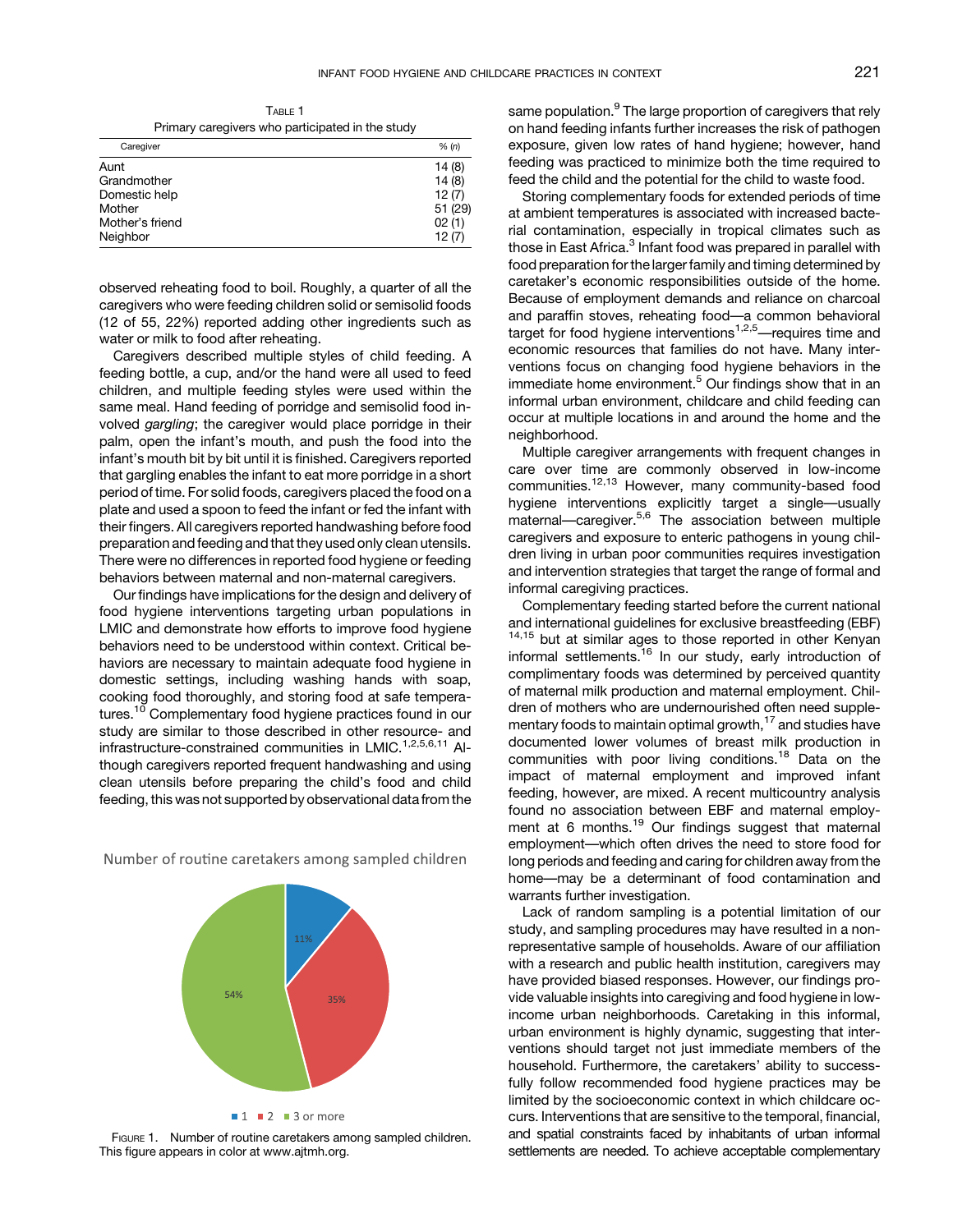Table 1
Primary caregivers who participated in the study

| Caregiver | % (n) |
|---|---|
| Aunt | 14 (8) |
| Grandmother | 14 (8) |
| Domestic help | 12 (7) |
| Mother | 51 (29) |
| Mother's friend | 02 (1) |
| Neighbor | 12 (7) |

observed reheating food to boil. Roughly, a quarter of all the caregivers who were feeding children solid or semisolid foods (12 of 55, 22%) reported adding other ingredients such as water or milk to food after reheating.

Caregivers described multiple styles of child feeding. A feeding bottle, a cup, and/or the hand were all used to feed children, and multiple feeding styles were used within the same meal. Hand feeding of porridge and semisolid food involved *gargling*; the caregiver would place porridge in their palm, open the infant's mouth, and push the food into the infant's mouth bit by bit until it is finished. Caregivers reported that gargling enables the infant to eat more porridge in a short period of time. For solid foods, caregivers placed the food on a plate and used a spoon to feed the infant or fed the infant with their fingers. All caregivers reported handwashing before food preparation and feeding and that they used only clean utensils. There were no differences in reported food hygiene or feeding behaviors between maternal and non-maternal caregivers.

Our findings have implications for the design and delivery of food hygiene interventions targeting urban populations in LMIC and demonstrate how efforts to improve food hygiene behaviors need to be understood within context. Critical behaviors are necessary to maintain adequate food hygiene in domestic settings, including washing hands with soap, cooking food thoroughly, and storing food at safe temperatures.[10] Complementary food hygiene practices found in our study are similar to those described in other resource- and infrastructure-constrained communities in LMIC.[1,2,5,6,11] Although caregivers reported frequent handwashing and using clean utensils before preparing the child's food and child feeding, this was not supported by observational data from the same population.[9] The large proportion of caregivers that rely on hand feeding infants further increases the risk of pathogen exposure, given low rates of hand hygiene; however, hand feeding was practiced to minimize both the time required to feed the child and the potential for the child to waste food.

Number of routine caretakers among sampled children

| Number of routine caretakers | % |
|---|---|
| 1 | 11% |
| 2 | 35% |
| 3 or more | 54% |

Figure 1. Number of routine caretakers among sampled children. This figure appears in color at www.ajtmh.org.

Storing complementary foods for extended periods of time at ambient temperatures is associated with increased bacterial contamination, especially in tropical climates such as those in East Africa.[3] Infant food was prepared in parallel with food preparation for the larger family and timing determined by caretaker's economic responsibilities outside of the home. Because of employment demands and reliance on charcoal and paraffin stoves, reheating food—a common behavioral target for food hygiene interventions[1,2,5]—requires time and economic resources that families do not have. Many interventions focus on changing food hygiene behaviors in the immediate home environment.[5] Our findings show that in an informal urban environment, childcare and child feeding can occur at multiple locations in and around the home and the neighborhood.

Multiple caregiver arrangements with frequent changes in care over time are commonly observed in low-income communities.[12,13] However, many community-based food hygiene interventions explicitly target a single—usually maternal—caregiver.[5,6] The association between multiple caregivers and exposure to enteric pathogens in young children living in urban poor communities requires investigation and intervention strategies that target the range of formal and informal caregiving practices.

Complementary feeding started before the current national and international guidelines for exclusive breastfeeding (EBF)[14,15] but at similar ages to those reported in other Kenyan informal settlements.[16] In our study, early introduction of complimentary foods was determined by perceived quantity of maternal milk production and maternal employment. Children of mothers who are undernourished often need supplementary foods to maintain optimal growth,[17] and studies have documented lower volumes of breast milk production in communities with poor living conditions.[18] Data on the impact of maternal employment and improved infant feeding, however, are mixed. A recent multicountry analysis found no association between EBF and maternal employment at 6 months.[19] Our findings suggest that maternal employment—which often drives the need to store food for long periods and feeding and caring for children away from the home—may be a determinant of food contamination and warrants further investigation.

Lack of random sampling is a potential limitation of our study, and sampling procedures may have resulted in a non-representative sample of households. Aware of our affiliation with a research and public health institution, caregivers may have provided biased responses. However, our findings provide valuable insights into caregiving and food hygiene in low-income urban neighborhoods. Caretaking in this informal, urban environment is highly dynamic, suggesting that interventions should target not just immediate members of the household. Furthermore, the caretakers' ability to successfully follow recommended food hygiene practices may be limited by the socioeconomic context in which childcare occurs. Interventions that are sensitive to the temporal, financial, and spatial constraints faced by inhabitants of urban informal settlements are needed. To achieve acceptable complementary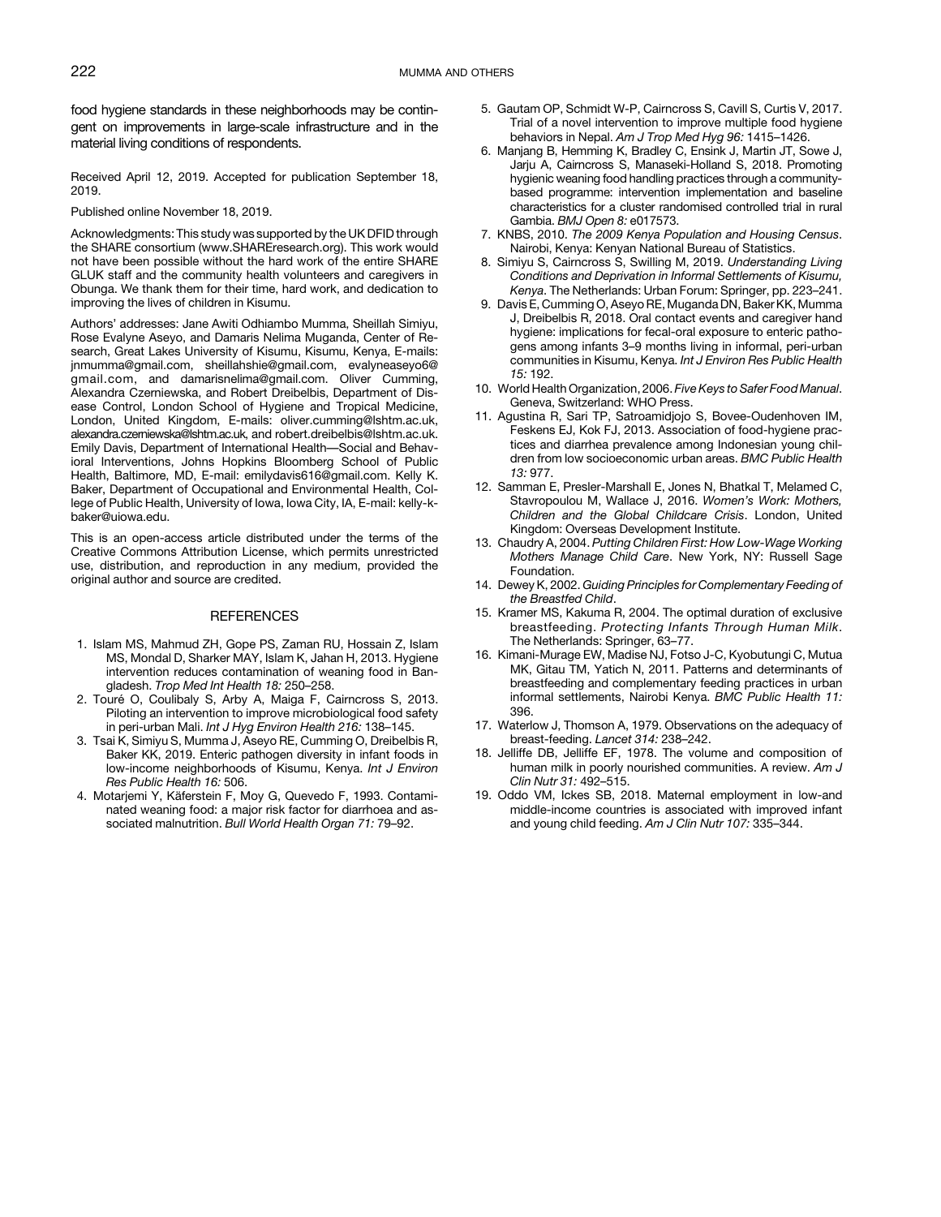food hygiene standards in these neighborhoods may be contingent on improvements in large-scale infrastructure and in the material living conditions of respondents.

Received April 12, 2019. Accepted for publication September 18, 2019.

Published online November 18, 2019.

Acknowledgments: This study was supported by the UK DFID through the SHARE consortium (www.SHAREresearch.org). This work would not have been possible without the hard work of the entire SHARE GLUK staff and the community health volunteers and caregivers in Obunga. We thank them for their time, hard work, and dedication to improving the lives of children in Kisumu.

Authors' addresses: Jane Awiti Odhiambo Mumma, Sheillah Simiyu, Rose Evalyne Aseyo, and Damaris Nelima Muganda, Center of Research, Great Lakes University of Kisumu, Kisumu, Kenya, E-mails: jnmumma@gmail.com, sheillahshie@gmail.com, evalyneaseyo6@gmail.com, and damarisnelima@gmail.com. Oliver Cumming, Alexandra Czerniewska, and Robert Dreibelbis, Department of Disease Control, London School of Hygiene and Tropical Medicine, London, United Kingdom, E-mails: oliver.cumming@lshtm.ac.uk, alexandra.czerniewska@lshtm.ac.uk, and robert.dreibelbis@lshtm.ac.uk. Emily Davis, Department of International Health—Social and Behavioral Interventions, Johns Hopkins Bloomberg School of Public Health, Baltimore, MD, E-mail: emilydavis616@gmail.com. Kelly K. Baker, Department of Occupational and Environmental Health, College of Public Health, University of Iowa, Iowa City, IA, E-mail: kelly-k-baker@uiowa.edu.

This is an open-access article distributed under the terms of the Creative Commons Attribution License, which permits unrestricted use, distribution, and reproduction in any medium, provided the original author and source are credited.

## REFERENCES

1. Islam MS, Mahmud ZH, Gope PS, Zaman RU, Hossain Z, Islam MS, Mondal D, Sharker MAY, Islam K, Jahan H, 2013. Hygiene intervention reduces contamination of weaning food in Bangladesh. *Trop Med Int Health 18:* 250–258.
2. Touré O, Coulibaly S, Arby A, Maiga F, Cairncross S, 2013. Piloting an intervention to improve microbiological food safety in peri-urban Mali. *Int J Hyg Environ Health 216:* 138–145.
3. Tsai K, Simiyu S, Mumma J, Aseyo RE, Cumming O, Dreibelbis R, Baker KK, 2019. Enteric pathogen diversity in infant foods in low-income neighborhoods of Kisumu, Kenya. *Int J Environ Res Public Health 16:* 506.
4. Motarjemi Y, Käferstein F, Moy G, Quevedo F, 1993. Contaminated weaning food: a major risk factor for diarrhoea and associated malnutrition. *Bull World Health Organ 71:* 79–92.
5. Gautam OP, Schmidt W-P, Cairncross S, Cavill S, Curtis V, 2017. Trial of a novel intervention to improve multiple food hygiene behaviors in Nepal. *Am J Trop Med Hyg 96:* 1415–1426.
6. Manjang B, Hemming K, Bradley C, Ensink J, Martin JT, Sowe J, Jarju A, Cairncross S, Manaseki-Holland S, 2018. Promoting hygienic weaning food handling practices through a community-based programme: intervention implementation and baseline characteristics for a cluster randomised controlled trial in rural Gambia. *BMJ Open 8:* e017573.
7. KNBS, 2010. *The 2009 Kenya Population and Housing Census*. Nairobi, Kenya: Kenyan National Bureau of Statistics.
8. Simiyu S, Cairncross S, Swilling M, 2019. *Understanding Living Conditions and Deprivation in Informal Settlements of Kisumu, Kenya*. The Netherlands: Urban Forum: Springer, pp. 223–241.
9. Davis E, Cumming O, Aseyo RE, Muganda DN, Baker KK, Mumma J, Dreibelbis R, 2018. Oral contact events and caregiver hand hygiene: implications for fecal-oral exposure to enteric pathogens among infants 3–9 months living in informal, peri-urban communities in Kisumu, Kenya. *Int J Environ Res Public Health 15:* 192.
10. World Health Organization, 2006. *Five Keys to Safer Food Manual*. Geneva, Switzerland: WHO Press.
11. Agustina R, Sari TP, Satroamidjojo S, Bovee-Oudenhoven IM, Feskens EJ, Kok FJ, 2013. Association of food-hygiene practices and diarrhea prevalence among Indonesian young children from low socioeconomic urban areas. *BMC Public Health 13:* 977.
12. Samman E, Presler-Marshall E, Jones N, Bhatkal T, Melamed C, Stavropoulou M, Wallace J, 2016. *Women's Work: Mothers, Children and the Global Childcare Crisis*. London, United Kingdom: Overseas Development Institute.
13. Chaudry A, 2004. *Putting Children First: How Low-Wage Working Mothers Manage Child Care*. New York, NY: Russell Sage Foundation.
14. Dewey K, 2002. *Guiding Principles for Complementary Feeding of the Breastfed Child*.
15. Kramer MS, Kakuma R, 2004. The optimal duration of exclusive breastfeeding. *Protecting Infants Through Human Milk*. The Netherlands: Springer, 63–77.
16. Kimani-Murage EW, Madise NJ, Fotso J-C, Kyobutungi C, Mutua MK, Gitau TM, Yatich N, 2011. Patterns and determinants of breastfeeding and complementary feeding practices in urban informal settlements, Nairobi Kenya. *BMC Public Health 11:* 396.
17. Waterlow J, Thomson A, 1979. Observations on the adequacy of breast-feeding. *Lancet 314:* 238–242.
18. Jelliffe DB, Jelliffe EF, 1978. The volume and composition of human milk in poorly nourished communities. A review. *Am J Clin Nutr 31:* 492–515.
19. Oddo VM, Ickes SB, 2018. Maternal employment in low-and middle-income countries is associated with improved infant and young child feeding. *Am J Clin Nutr 107:* 335–344.